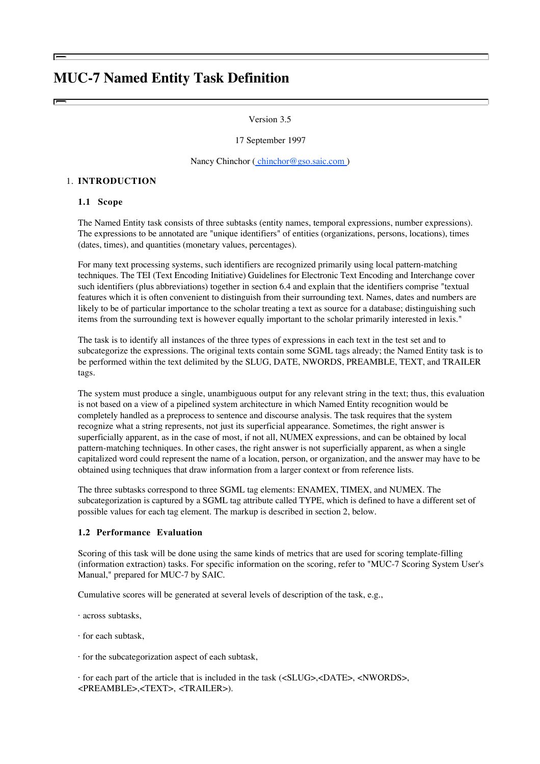# MUC-7 Named Entity Task Definition

Version 3.5

17 September 1997

Nancy Chinchor ( chinchor@gso.saic.com )

1. **INTRODUCTION**

### 1.1 Scope

The Named Entity task consists of three subtasks (entity names, temporal expressions, number expressions). The expressions to be annotated are "unique identifiers" of entities (organizations, persons, locations), times (dates, times), and quantities (monetary values, percentages).

For many text processing systems, such identifiers are recognized primarily using local pattern-matching techniques. The TEI (Text Encoding Initiative) Guidelines for Electronic Text Encoding and Interchange cover such identifiers (plus abbreviations) together in section 6.4 and explain that the identifiers comprise "textual features which it is often convenient to distinguish from their surrounding text. Names, dates and numbers are likely to be of particular importance to the scholar treating a text as source for a database; distinguishing such items from the surrounding text is however equally important to the scholar primarily interested in lexis."

The task is to identify all instances of the three types of expressions in each text in the test set and to subcategorize the expressions. The original texts contain some SGML tags already; the Named Entity task is to be performed within the text delimited by the SLUG, DATE, NWORDS, PREAMBLE, TEXT, and TRAILER tags.

The system must produce a single, unambiguous output for any relevant string in the text; thus, this evaluation is not based on a view of a pipelined system architecture in which Named Entity recognition would be completely handled as a preprocess to sentence and discourse analysis. The task requires that the system recognize what a string represents, not just its superficial appearance. Sometimes, the right answer is superficially apparent, as in the case of most, if not all, NUMEX expressions, and can be obtained by local pattern-matching techniques. In other cases, the right answer is not superficially apparent, as when a single capitalized word could represent the name of a location, person, or organization, and the answer may have to be obtained using techniques that draw information from a larger context or from reference lists.

The three subtasks correspond to three SGML tag elements: ENAMEX, TIMEX, and NUMEX. The subcategorization is captured by a SGML tag attribute called TYPE, which is defined to have a different set of possible values for each tag element. The markup is described in section 2, below.

### 1.2 Performance Evaluation

Scoring of this task will be done using the same kinds of metrics that are used for scoring template-filling (information extraction) tasks. For specific information on the scoring, refer to "MUC-7 Scoring System User's Manual," prepared for MUC-7 by SAIC.

Cumulative scores will be generated at several levels of description of the task, e.g.,

· across subtasks,

· for each subtask,

· for the subcategorization aspect of each subtask,

· for each part of the article that is included in the task (<SLUG>,<DATE>, <NWORDS>, <PREAMBLE>,<TEXT>, <TRAILER>).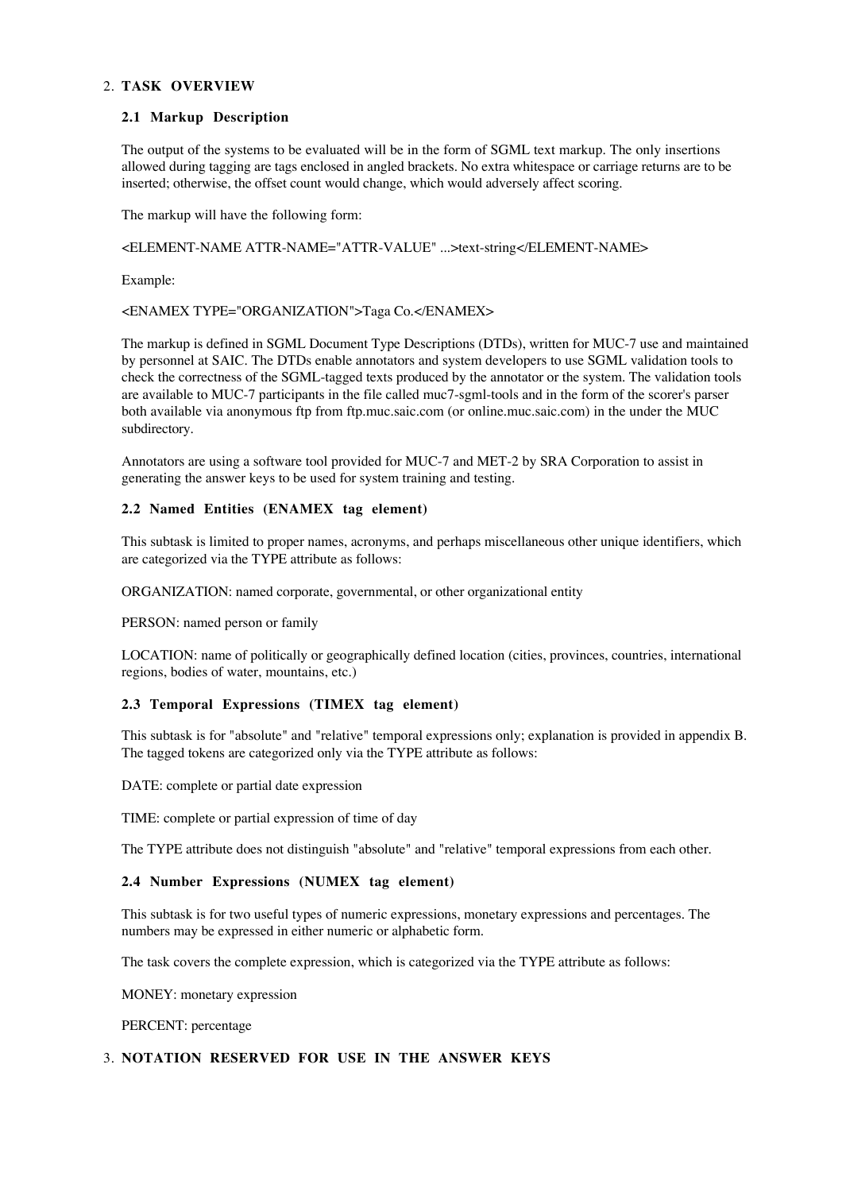## 2. TASK OVERVIEW

### 2.1 Markup Description

The output of the systems to be evaluated will be in the form of SGML text markup. The only insertions allowed during tagging are tags enclosed in angled brackets. No extra whitespace or carriage returns are to be inserted; otherwise, the offset count would change, which would adversely affect scoring.

The markup will have the following form:

<ELEMENT-NAME ATTR-NAME="ATTR-VALUE" ...>text-string</ELEMENT-NAME>

Example:

<ENAMEX TYPE="ORGANIZATION">Taga Co.</ENAMEX>

The markup is defined in SGML Document Type Descriptions (DTDs), written for MUC-7 use and maintained by personnel at SAIC. The DTDs enable annotators and system developers to use SGML validation tools to check the correctness of the SGML-tagged texts produced by the annotator or the system. The validation tools are available to MUC-7 participants in the file called muc7-sgml-tools and in the form of the scorer's parser both available via anonymous ftp from ftp.muc.saic.com (or online.muc.saic.com) in the under the MUC subdirectory.

Annotators are using a software tool provided for MUC-7 and MET-2 by SRA Corporation to assist in generating the answer keys to be used for system training and testing.

### 2.2 Named Entities (ENAMEX tag element)

This subtask is limited to proper names, acronyms, and perhaps miscellaneous other unique identifiers, which are categorized via the TYPE attribute as follows:

ORGANIZATION: named corporate, governmental, or other organizational entity

PERSON: named person or family

LOCATION: name of politically or geographically defined location (cities, provinces, countries, international regions, bodies of water, mountains, etc.)

### 2.3 Temporal Expressions (TIMEX tag element)

This subtask is for "absolute" and "relative" temporal expressions only; explanation is provided in appendix B. The tagged tokens are categorized only via the TYPE attribute as follows:

DATE: complete or partial date expression

TIME: complete or partial expression of time of day

The TYPE attribute does not distinguish "absolute" and "relative" temporal expressions from each other.

### 2.4 Number Expressions (NUMEX tag element)

This subtask is for two useful types of numeric expressions, monetary expressions and percentages. The numbers may be expressed in either numeric or alphabetic form.

The task covers the complete expression, which is categorized via the TYPE attribute as follows:

MONEY: monetary expression

PERCENT: percentage

## 3. NOTATION RESERVED FOR USE IN THE ANSWER KEYS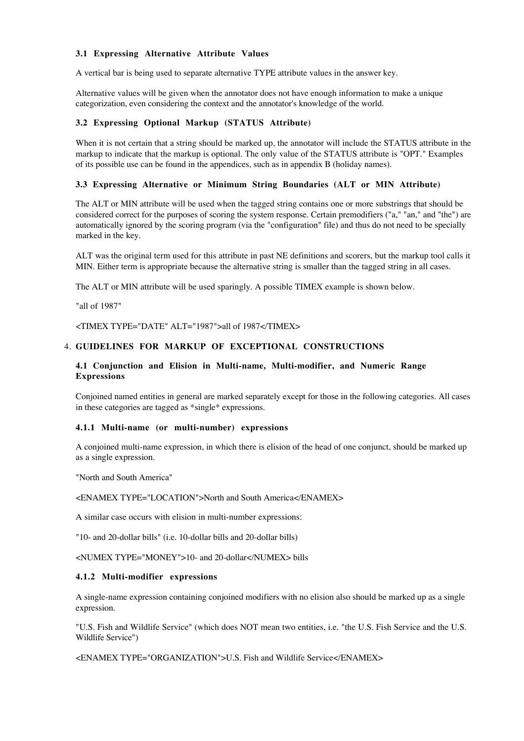### 3.1 Expressing Alternative Attribute Values

A vertical bar is being used to separate alternative TYPE attribute values in the answer key.

Alternative values will be given when the annotator does not have enough information to make a unique categorization, even considering the context and the annotator's knowledge of the world.

### 3.2 Expressing Optional Markup (STATUS Attribute)

When it is not certain that a string should be marked up, the annotator will include the STATUS attribute in the markup to indicate that the markup is optional. The only value of the STATUS attribute is "OPT." Examples of its possible use can be found in the appendices, such as in appendix B (holiday names).

### 3.3 Expressing Alternative or Minimum String Boundaries (ALT or MIN Attribute)

The ALT or MIN attribute will be used when the tagged string contains one or more substrings that should be considered correct for the purposes of scoring the system response. Certain premodifiers ("a," "an," and "the") are automatically ignored by the scoring program (via the "configuration" file) and thus do not need to be specially marked in the key.

ALT was the original term used for this attribute in past NE definitions and scorers, but the markup tool calls it MIN. Either term is appropriate because the alternative string is smaller than the tagged string in all cases.

The ALT or MIN attribute will be used sparingly. A possible TIMEX example is shown below.

"all of 1987"

<TIMEX TYPE="DATE" ALT="1987">all of 1987</TIMEX>

## 4. GUIDELINES FOR MARKUP OF EXCEPTIONAL CONSTRUCTIONS

### 4.1 Conjunction and Elision in Multi-name, Multi-modifier, and Numeric Range Expressions

Conjoined named entities in general are marked separately except for those in the following categories. All cases in these categories are tagged as *single* expressions.

#### 4.1.1 Multi-name (or multi-number) expressions

A conjoined multi-name expression, in which there is elision of the head of one conjunct, should be marked up as a single expression.

"North and South America"

<ENAMEX TYPE="LOCATION">North and South America</ENAMEX>

A similar case occurs with elision in multi-number expressions:

"10- and 20-dollar bills" (i.e. 10-dollar bills and 20-dollar bills)

<NUMEX TYPE="MONEY">10- and 20-dollar</NUMEX> bills

#### 4.1.2 Multi-modifier expressions

A single-name expression containing conjoined modifiers with no elision also should be marked up as a single expression.

"U.S. Fish and Wildlife Service" (which does NOT mean two entities, i.e. "the U.S. Fish Service and the U.S. Wildlife Service")

<ENAMEX TYPE="ORGANIZATION">U.S. Fish and Wildlife Service</ENAMEX>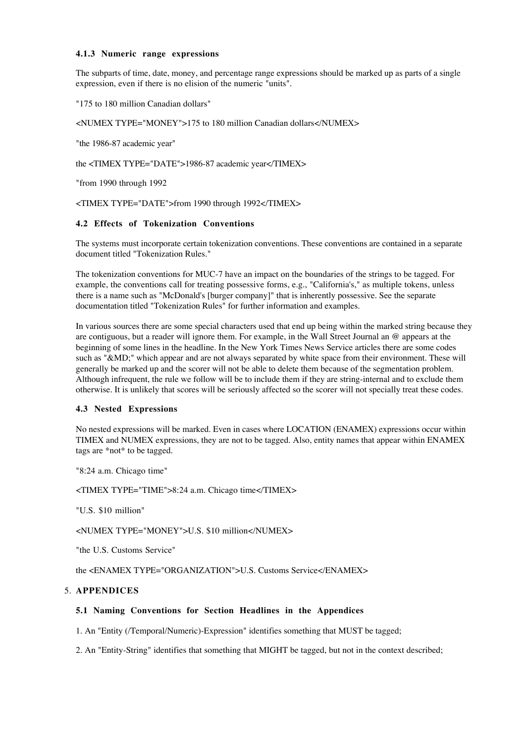#### 4.1.3 Numeric range expressions

The subparts of time, date, money, and percentage range expressions should be marked up as parts of a single expression, even if there is no elision of the numeric "units".

"175 to 180 million Canadian dollars"

<NUMEX TYPE="MONEY">175 to 180 million Canadian dollars</NUMEX>

"the 1986-87 academic year"

the <TIMEX TYPE="DATE">1986-87 academic year</TIMEX>

"from 1990 through 1992

<TIMEX TYPE="DATE">from 1990 through 1992</TIMEX>

### 4.2 Effects of Tokenization Conventions

The systems must incorporate certain tokenization conventions. These conventions are contained in a separate document titled "Tokenization Rules."

The tokenization conventions for MUC-7 have an impact on the boundaries of the strings to be tagged. For example, the conventions call for treating possessive forms, e.g., "California's," as multiple tokens, unless there is a name such as "McDonald's [burger company]" that is inherently possessive. See the separate documentation titled "Tokenization Rules" for further information and examples.

In various sources there are some special characters used that end up being within the marked string because they are contiguous, but a reader will ignore them. For example, in the Wall Street Journal an @ appears at the beginning of some lines in the headline. In the New York Times News Service articles there are some codes such as "&MD;" which appear and are not always separated by white space from their environment. These will generally be marked up and the scorer will not be able to delete them because of the segmentation problem. Although infrequent, the rule we follow will be to include them if they are string-internal and to exclude them otherwise. It is unlikely that scores will be seriously affected so the scorer will not specially treat these codes.

### 4.3 Nested Expressions

No nested expressions will be marked. Even in cases where LOCATION (ENAMEX) expressions occur within TIMEX and NUMEX expressions, they are not to be tagged. Also, entity names that appear within ENAMEX tags are *not* to be tagged.

"8:24 a.m. Chicago time"

<TIMEX TYPE="TIME">8:24 a.m. Chicago time</TIMEX>

"U.S. $10 million"

<NUMEX TYPE="MONEY">U.S. $10 million</NUMEX>

"the U.S. Customs Service"

the <ENAMEX TYPE="ORGANIZATION">U.S. Customs Service</ENAMEX>

## 5. APPENDICES

### 5.1 Naming Conventions for Section Headlines in the Appendices

1. An "Entity (/Temporal/Numeric)-Expression" identifies something that MUST be tagged;

2. An "Entity-String" identifies that something that MIGHT be tagged, but not in the context described;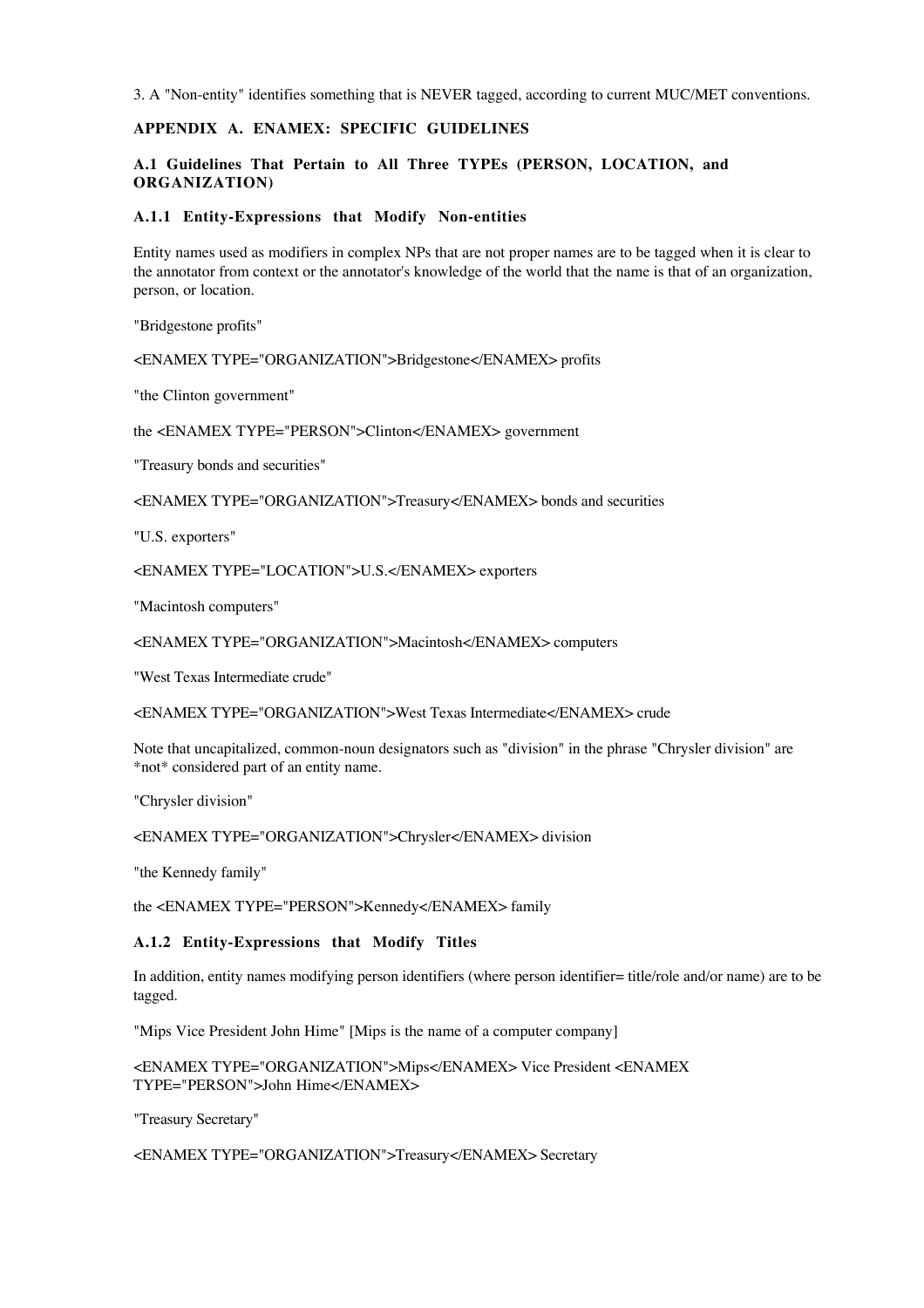3. A "Non-entity" identifies something that is NEVER tagged, according to current MUC/MET conventions.

## APPENDIX A. ENAMEX: SPECIFIC GUIDELINES

### A.1 Guidelines That Pertain to All Three TYPEs (PERSON, LOCATION, and ORGANIZATION)

#### A.1.1 Entity-Expressions that Modify Non-entities

Entity names used as modifiers in complex NPs that are not proper names are to be tagged when it is clear to the annotator from context or the annotator's knowledge of the world that the name is that of an organization, person, or location.

"Bridgestone profits"

<ENAMEX TYPE="ORGANIZATION">Bridgestone</ENAMEX> profits

"the Clinton government"

the <ENAMEX TYPE="PERSON">Clinton</ENAMEX> government

"Treasury bonds and securities"

<ENAMEX TYPE="ORGANIZATION">Treasury</ENAMEX> bonds and securities

"U.S. exporters"

<ENAMEX TYPE="LOCATION">U.S.</ENAMEX> exporters

"Macintosh computers"

<ENAMEX TYPE="ORGANIZATION">Macintosh</ENAMEX> computers

"West Texas Intermediate crude"

<ENAMEX TYPE="ORGANIZATION">West Texas Intermediate</ENAMEX> crude

Note that uncapitalized, common-noun designators such as "division" in the phrase "Chrysler division" are *not* considered part of an entity name.

"Chrysler division"

<ENAMEX TYPE="ORGANIZATION">Chrysler</ENAMEX> division

"the Kennedy family"

the <ENAMEX TYPE="PERSON">Kennedy</ENAMEX> family

#### A.1.2 Entity-Expressions that Modify Titles

In addition, entity names modifying person identifiers (where person identifier= title/role and/or name) are to be tagged.

"Mips Vice President John Hime" [Mips is the name of a computer company]

<ENAMEX TYPE="ORGANIZATION">Mips</ENAMEX> Vice President <ENAMEX TYPE="PERSON">John Hime</ENAMEX>

"Treasury Secretary"

<ENAMEX TYPE="ORGANIZATION">Treasury</ENAMEX> Secretary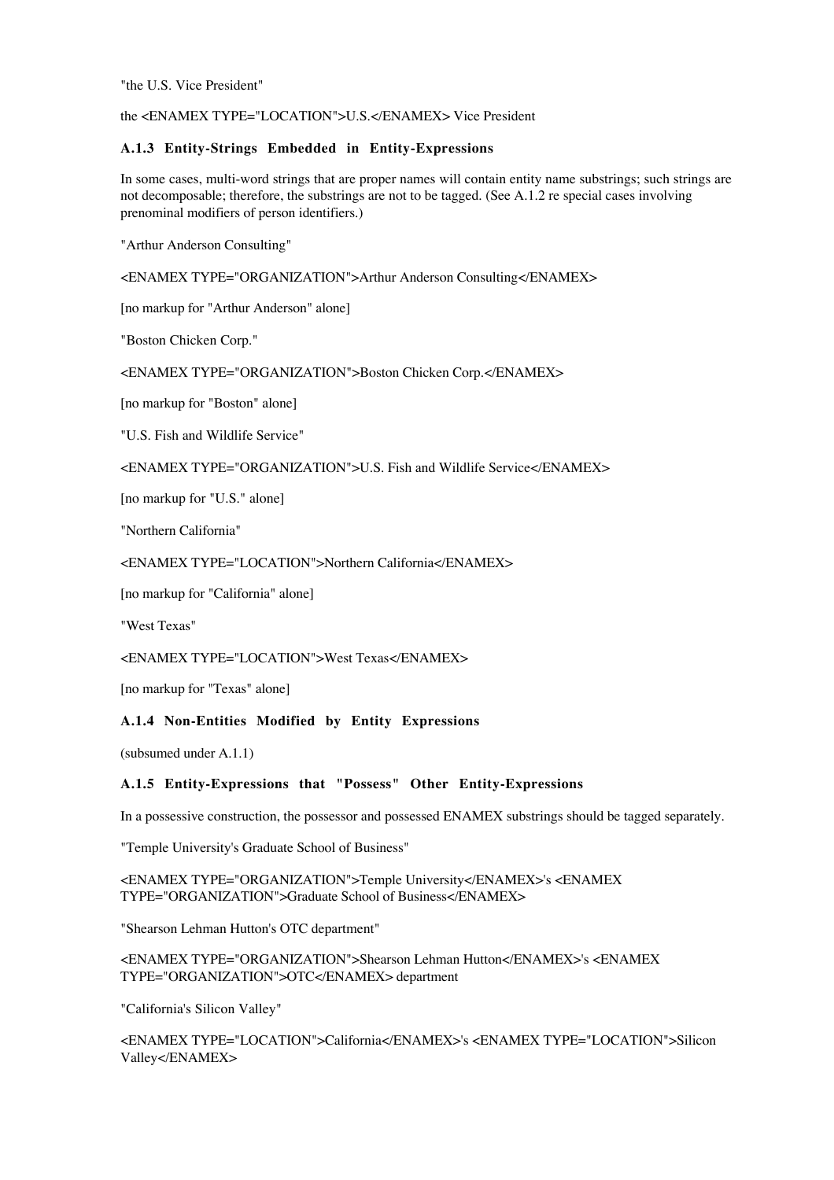"the U.S. Vice President"

the <ENAMEX TYPE="LOCATION">U.S.</ENAMEX> Vice President

### A.1.3 Entity-Strings Embedded in Entity-Expressions

In some cases, multi-word strings that are proper names will contain entity name substrings; such strings are not decomposable; therefore, the substrings are not to be tagged. (See A.1.2 re special cases involving prenominal modifiers of person identifiers.)

"Arthur Anderson Consulting"

<ENAMEX TYPE="ORGANIZATION">Arthur Anderson Consulting</ENAMEX>

[no markup for "Arthur Anderson" alone]

"Boston Chicken Corp."

<ENAMEX TYPE="ORGANIZATION">Boston Chicken Corp.</ENAMEX>

[no markup for "Boston" alone]

"U.S. Fish and Wildlife Service"

<ENAMEX TYPE="ORGANIZATION">U.S. Fish and Wildlife Service</ENAMEX>

[no markup for "U.S." alone]

"Northern California"

<ENAMEX TYPE="LOCATION">Northern California</ENAMEX>

[no markup for "California" alone]

"West Texas"

<ENAMEX TYPE="LOCATION">West Texas</ENAMEX>

[no markup for "Texas" alone]

### A.1.4 Non-Entities Modified by Entity Expressions

(subsumed under A.1.1)

### A.1.5 Entity-Expressions that "Possess" Other Entity-Expressions

In a possessive construction, the possessor and possessed ENAMEX substrings should be tagged separately.

"Temple University's Graduate School of Business"

<ENAMEX TYPE="ORGANIZATION">Temple University</ENAMEX>'s <ENAMEX TYPE="ORGANIZATION">Graduate School of Business</ENAMEX>

"Shearson Lehman Hutton's OTC department"

<ENAMEX TYPE="ORGANIZATION">Shearson Lehman Hutton</ENAMEX>'s <ENAMEX TYPE="ORGANIZATION">OTC</ENAMEX> department

"California's Silicon Valley"

<ENAMEX TYPE="LOCATION">California</ENAMEX>'s <ENAMEX TYPE="LOCATION">Silicon Valley</ENAMEX>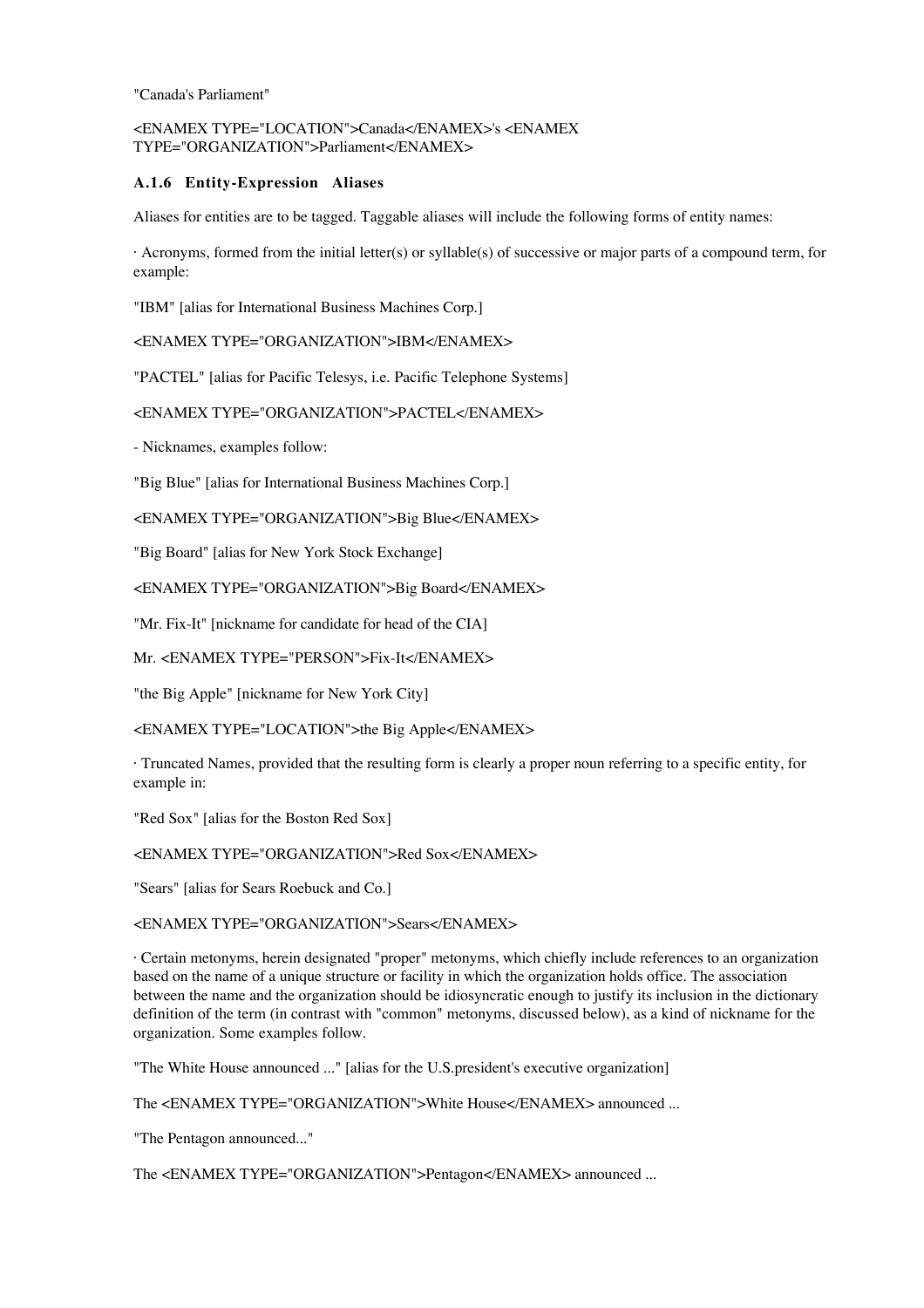"Canada's Parliament"

<ENAMEX TYPE="LOCATION">Canada</ENAMEX>'s <ENAMEX TYPE="ORGANIZATION">Parliament</ENAMEX>

### A.1.6 Entity-Expression Aliases

Aliases for entities are to be tagged. Taggable aliases will include the following forms of entity names:

· Acronyms, formed from the initial letter(s) or syllable(s) of successive or major parts of a compound term, for example:

"IBM" [alias for International Business Machines Corp.]

<ENAMEX TYPE="ORGANIZATION">IBM</ENAMEX>

"PACTEL" [alias for Pacific Telesys, i.e. Pacific Telephone Systems]

<ENAMEX TYPE="ORGANIZATION">PACTEL</ENAMEX>

- Nicknames, examples follow:

"Big Blue" [alias for International Business Machines Corp.]

<ENAMEX TYPE="ORGANIZATION">Big Blue</ENAMEX>

"Big Board" [alias for New York Stock Exchange]

<ENAMEX TYPE="ORGANIZATION">Big Board</ENAMEX>

"Mr. Fix-It" [nickname for candidate for head of the CIA]

Mr. <ENAMEX TYPE="PERSON">Fix-It</ENAMEX>

"the Big Apple" [nickname for New York City]

<ENAMEX TYPE="LOCATION">the Big Apple</ENAMEX>

· Truncated Names, provided that the resulting form is clearly a proper noun referring to a specific entity, for example in:

"Red Sox" [alias for the Boston Red Sox]

<ENAMEX TYPE="ORGANIZATION">Red Sox</ENAMEX>

"Sears" [alias for Sears Roebuck and Co.]

<ENAMEX TYPE="ORGANIZATION">Sears</ENAMEX>

· Certain metonyms, herein designated "proper" metonyms, which chiefly include references to an organization based on the name of a unique structure or facility in which the organization holds office. The association between the name and the organization should be idiosyncratic enough to justify its inclusion in the dictionary definition of the term (in contrast with "common" metonyms, discussed below), as a kind of nickname for the organization. Some examples follow.

"The White House announced ..." [alias for the U.S.president's executive organization]

The <ENAMEX TYPE="ORGANIZATION">White House</ENAMEX> announced ...

"The Pentagon announced..."

The <ENAMEX TYPE="ORGANIZATION">Pentagon</ENAMEX> announced ...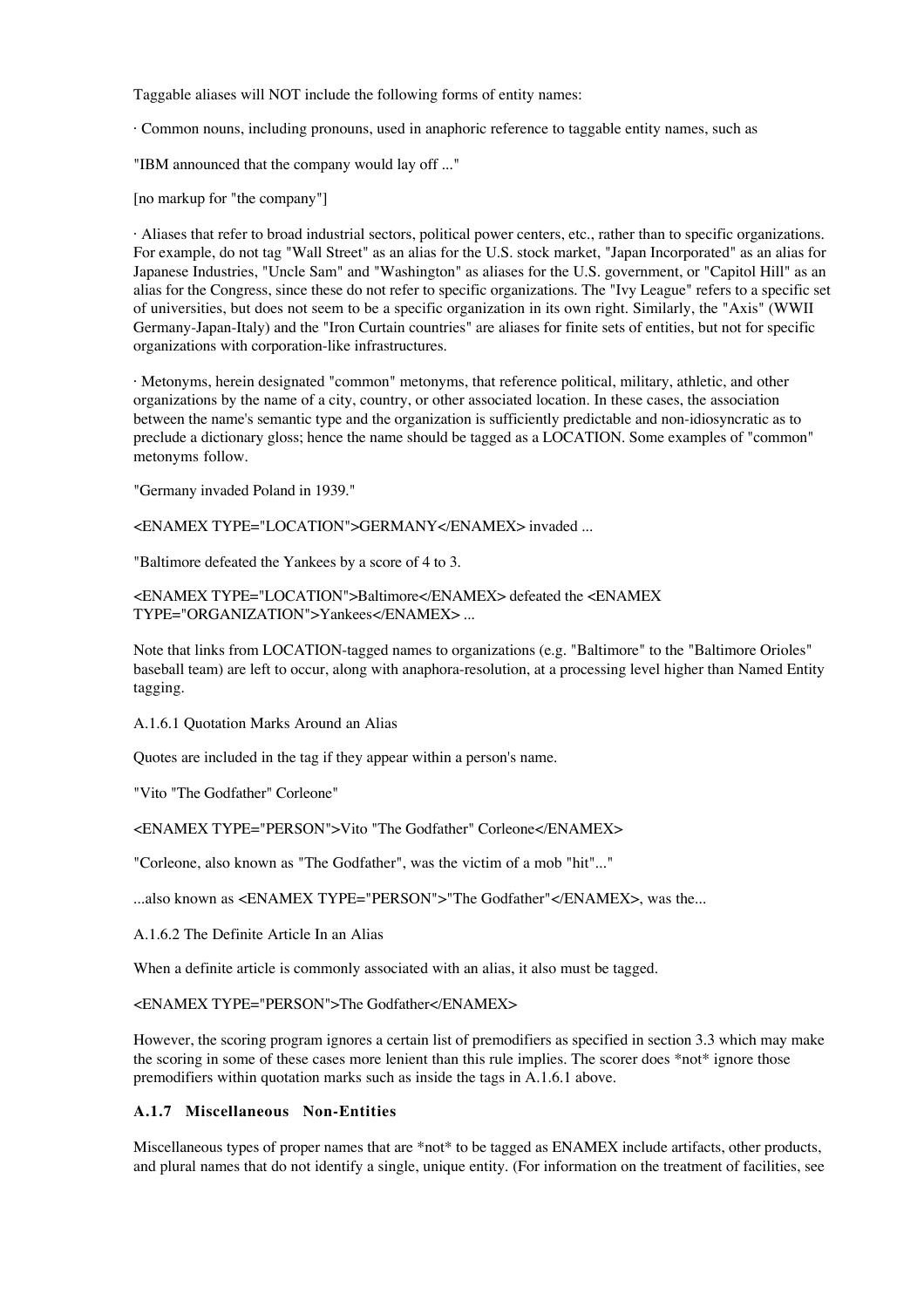Taggable aliases will NOT include the following forms of entity names:

· Common nouns, including pronouns, used in anaphoric reference to taggable entity names, such as

"IBM announced that the company would lay off ..."

[no markup for "the company"]

· Aliases that refer to broad industrial sectors, political power centers, etc., rather than to specific organizations. For example, do not tag "Wall Street" as an alias for the U.S. stock market, "Japan Incorporated" as an alias for Japanese Industries, "Uncle Sam" and "Washington" as aliases for the U.S. government, or "Capitol Hill" as an alias for the Congress, since these do not refer to specific organizations. The "Ivy League" refers to a specific set of universities, but does not seem to be a specific organization in its own right. Similarly, the "Axis" (WWII Germany-Japan-Italy) and the "Iron Curtain countries" are aliases for finite sets of entities, but not for specific organizations with corporation-like infrastructures.

· Metonyms, herein designated "common" metonyms, that reference political, military, athletic, and other organizations by the name of a city, country, or other associated location. In these cases, the association between the name's semantic type and the organization is sufficiently predictable and non-idiosyncratic as to preclude a dictionary gloss; hence the name should be tagged as a LOCATION. Some examples of "common" metonyms follow.

"Germany invaded Poland in 1939."

<ENAMEX TYPE="LOCATION">GERMANY</ENAMEX> invaded ...

"Baltimore defeated the Yankees by a score of 4 to 3.

<ENAMEX TYPE="LOCATION">Baltimore</ENAMEX> defeated the <ENAMEX TYPE="ORGANIZATION">Yankees</ENAMEX> ...

Note that links from LOCATION-tagged names to organizations (e.g. "Baltimore" to the "Baltimore Orioles" baseball team) are left to occur, along with anaphora-resolution, at a processing level higher than Named Entity tagging.

A.1.6.1 Quotation Marks Around an Alias

Quotes are included in the tag if they appear within a person's name.

"Vito "The Godfather" Corleone"

<ENAMEX TYPE="PERSON">Vito "The Godfather" Corleone</ENAMEX>

"Corleone, also known as "The Godfather", was the victim of a mob "hit"..."

...also known as <ENAMEX TYPE="PERSON">"The Godfather"</ENAMEX>, was the...

A.1.6.2 The Definite Article In an Alias

When a definite article is commonly associated with an alias, it also must be tagged.

<ENAMEX TYPE="PERSON">The Godfather</ENAMEX>

However, the scoring program ignores a certain list of premodifiers as specified in section 3.3 which may make the scoring in some of these cases more lenient than this rule implies. The scorer does *not* ignore those premodifiers within quotation marks such as inside the tags in A.1.6.1 above.

#### A.1.7 Miscellaneous Non-Entities

Miscellaneous types of proper names that are *not* to be tagged as ENAMEX include artifacts, other products, and plural names that do not identify a single, unique entity. (For information on the treatment of facilities, see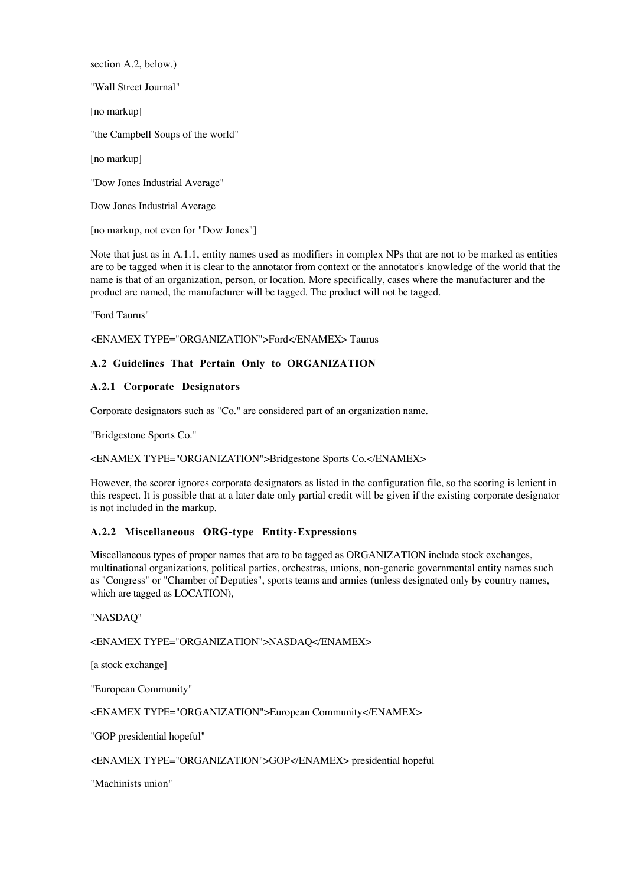section A.2, below.)

"Wall Street Journal"

[no markup]

"the Campbell Soups of the world"

[no markup]

"Dow Jones Industrial Average"

Dow Jones Industrial Average

[no markup, not even for "Dow Jones"]

Note that just as in A.1.1, entity names used as modifiers in complex NPs that are not to be marked as entities are to be tagged when it is clear to the annotator from context or the annotator's knowledge of the world that the name is that of an organization, person, or location. More specifically, cases where the manufacturer and the product are named, the manufacturer will be tagged. The product will not be tagged.

"Ford Taurus"

<ENAMEX TYPE="ORGANIZATION">Ford</ENAMEX> Taurus

### A.2 Guidelines That Pertain Only to ORGANIZATION

#### A.2.1 Corporate Designators

Corporate designators such as "Co." are considered part of an organization name.

"Bridgestone Sports Co."

<ENAMEX TYPE="ORGANIZATION">Bridgestone Sports Co.</ENAMEX>

However, the scorer ignores corporate designators as listed in the configuration file, so the scoring is lenient in this respect. It is possible that at a later date only partial credit will be given if the existing corporate designator is not included in the markup.

#### A.2.2 Miscellaneous ORG-type Entity-Expressions

Miscellaneous types of proper names that are to be tagged as ORGANIZATION include stock exchanges, multinational organizations, political parties, orchestras, unions, non-generic governmental entity names such as "Congress" or "Chamber of Deputies", sports teams and armies (unless designated only by country names, which are tagged as LOCATION),

"NASDAQ"

<ENAMEX TYPE="ORGANIZATION">NASDAQ</ENAMEX>

[a stock exchange]

"European Community"

<ENAMEX TYPE="ORGANIZATION">European Community</ENAMEX>

"GOP presidential hopeful"

<ENAMEX TYPE="ORGANIZATION">GOP</ENAMEX> presidential hopeful

"Machinists union"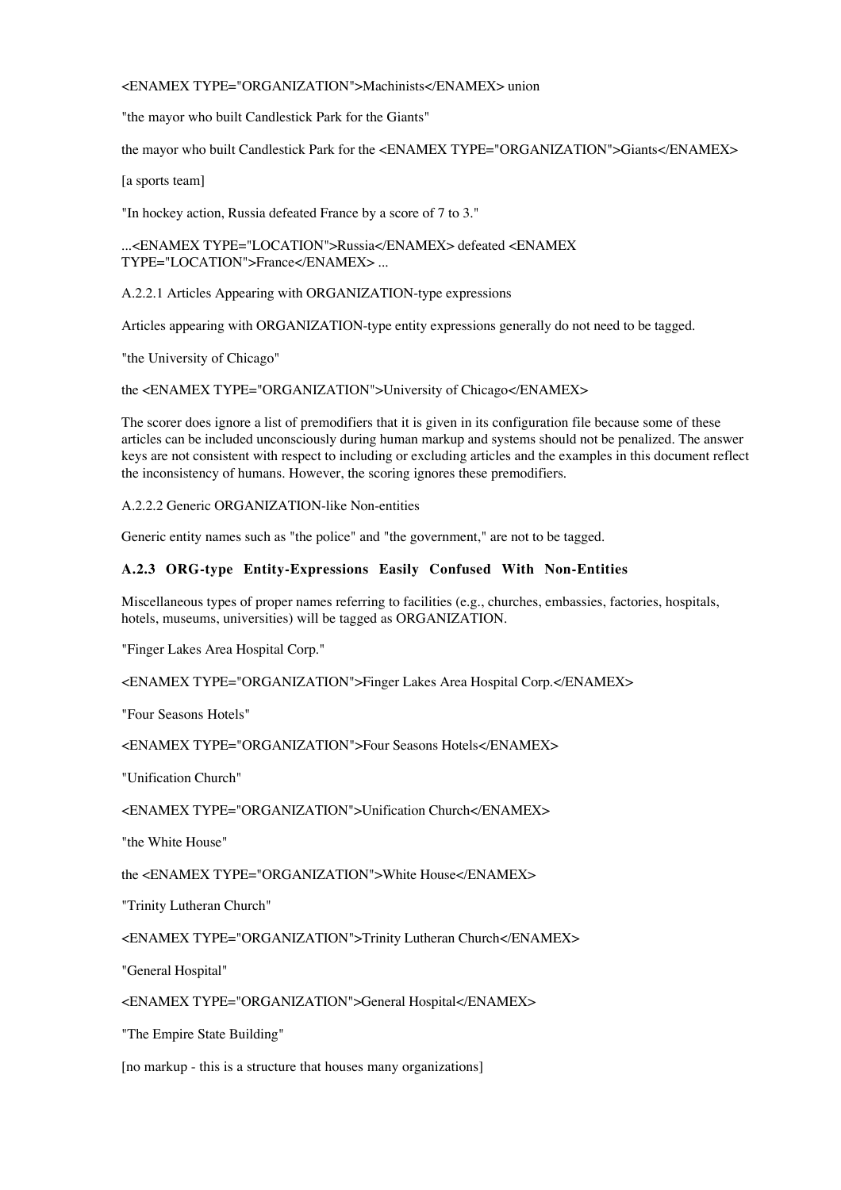<ENAMEX TYPE="ORGANIZATION">Machinists</ENAMEX> union

"the mayor who built Candlestick Park for the Giants"

the mayor who built Candlestick Park for the <ENAMEX TYPE="ORGANIZATION">Giants</ENAMEX>

[a sports team]

"In hockey action, Russia defeated France by a score of 7 to 3."

...<ENAMEX TYPE="LOCATION">Russia</ENAMEX> defeated <ENAMEX TYPE="LOCATION">France</ENAMEX> ...

A.2.2.1 Articles Appearing with ORGANIZATION-type expressions

Articles appearing with ORGANIZATION-type entity expressions generally do not need to be tagged.

"the University of Chicago"

the <ENAMEX TYPE="ORGANIZATION">University of Chicago</ENAMEX>

The scorer does ignore a list of premodifiers that it is given in its configuration file because some of these articles can be included unconsciously during human markup and systems should not be penalized. The answer keys are not consistent with respect to including or excluding articles and the examples in this document reflect the inconsistency of humans. However, the scoring ignores these premodifiers.

A.2.2.2 Generic ORGANIZATION-like Non-entities

Generic entity names such as "the police" and "the government," are not to be tagged.

### A.2.3 ORG-type Entity-Expressions Easily Confused With Non-Entities

Miscellaneous types of proper names referring to facilities (e.g., churches, embassies, factories, hospitals, hotels, museums, universities) will be tagged as ORGANIZATION.

"Finger Lakes Area Hospital Corp."

<ENAMEX TYPE="ORGANIZATION">Finger Lakes Area Hospital Corp.</ENAMEX>

"Four Seasons Hotels"

<ENAMEX TYPE="ORGANIZATION">Four Seasons Hotels</ENAMEX>

"Unification Church"

<ENAMEX TYPE="ORGANIZATION">Unification Church</ENAMEX>

"the White House"

the <ENAMEX TYPE="ORGANIZATION">White House</ENAMEX>

"Trinity Lutheran Church"

<ENAMEX TYPE="ORGANIZATION">Trinity Lutheran Church</ENAMEX>

"General Hospital"

<ENAMEX TYPE="ORGANIZATION">General Hospital</ENAMEX>

"The Empire State Building"

[no markup - this is a structure that houses many organizations]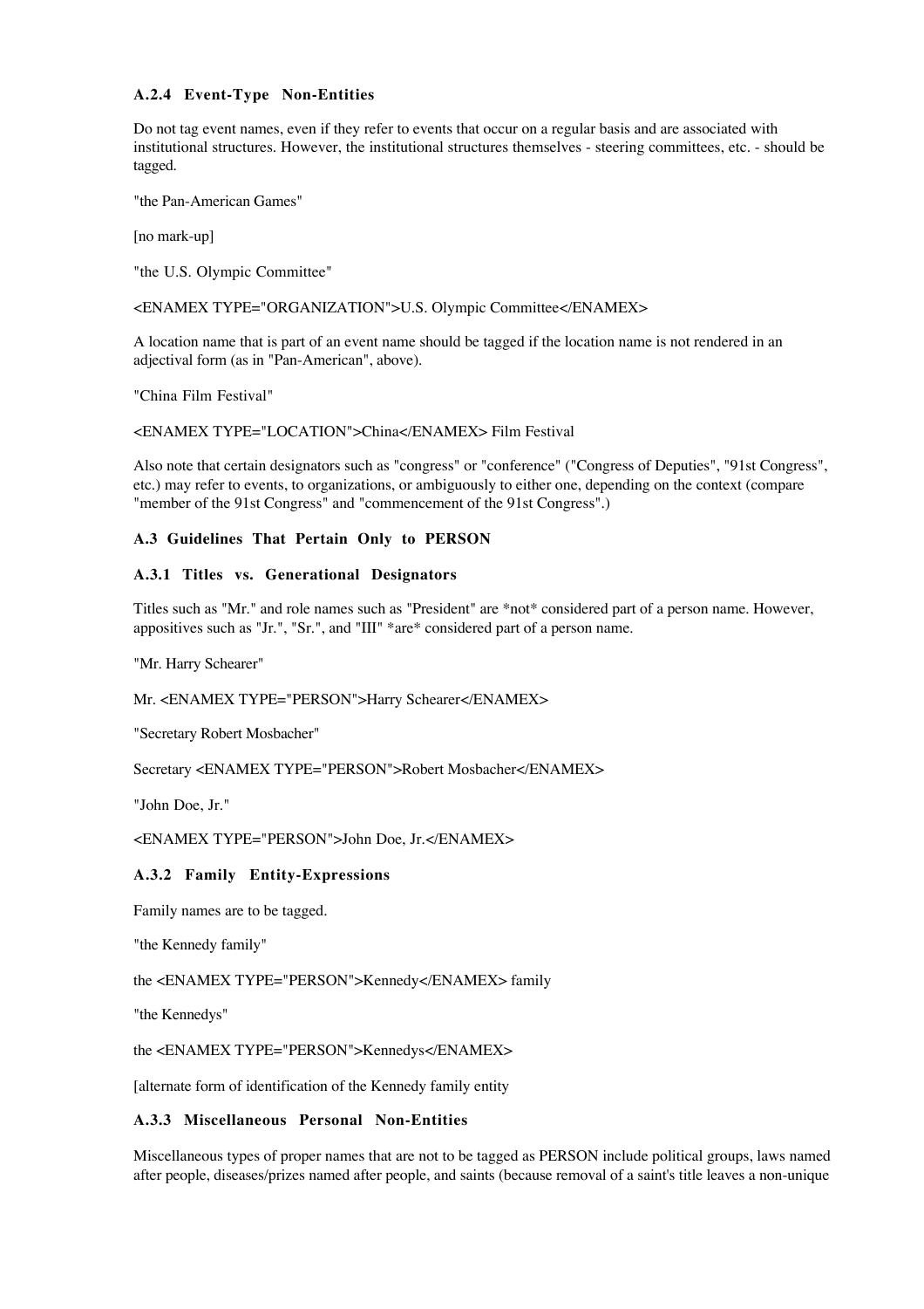#### A.2.4 Event-Type Non-Entities

Do not tag event names, even if they refer to events that occur on a regular basis and are associated with institutional structures. However, the institutional structures themselves - steering committees, etc. - should be tagged.

"the Pan-American Games"

[no mark-up]

"the U.S. Olympic Committee"

<ENAMEX TYPE="ORGANIZATION">U.S. Olympic Committee</ENAMEX>

A location name that is part of an event name should be tagged if the location name is not rendered in an adjectival form (as in "Pan-American", above).

"China Film Festival"

<ENAMEX TYPE="LOCATION">China</ENAMEX> Film Festival

Also note that certain designators such as "congress" or "conference" ("Congress of Deputies", "91st Congress", etc.) may refer to events, to organizations, or ambiguously to either one, depending on the context (compare "member of the 91st Congress" and "commencement of the 91st Congress".)

### A.3 Guidelines That Pertain Only to PERSON

#### A.3.1 Titles vs. Generational Designators

Titles such as "Mr." and role names such as "President" are *not* considered part of a person name. However, appositives such as "Jr.", "Sr.", and "III" *are* considered part of a person name.

"Mr. Harry Schearer"

Mr. <ENAMEX TYPE="PERSON">Harry Schearer</ENAMEX>

"Secretary Robert Mosbacher"

Secretary <ENAMEX TYPE="PERSON">Robert Mosbacher</ENAMEX>

"John Doe, Jr."

<ENAMEX TYPE="PERSON">John Doe, Jr.</ENAMEX>

#### A.3.2 Family Entity-Expressions

Family names are to be tagged.

"the Kennedy family"

the <ENAMEX TYPE="PERSON">Kennedy</ENAMEX> family

"the Kennedys"

the <ENAMEX TYPE="PERSON">Kennedys</ENAMEX>

[alternate form of identification of the Kennedy family entity

#### A.3.3 Miscellaneous Personal Non-Entities

Miscellaneous types of proper names that are not to be tagged as PERSON include political groups, laws named after people, diseases/prizes named after people, and saints (because removal of a saint's title leaves a non-unique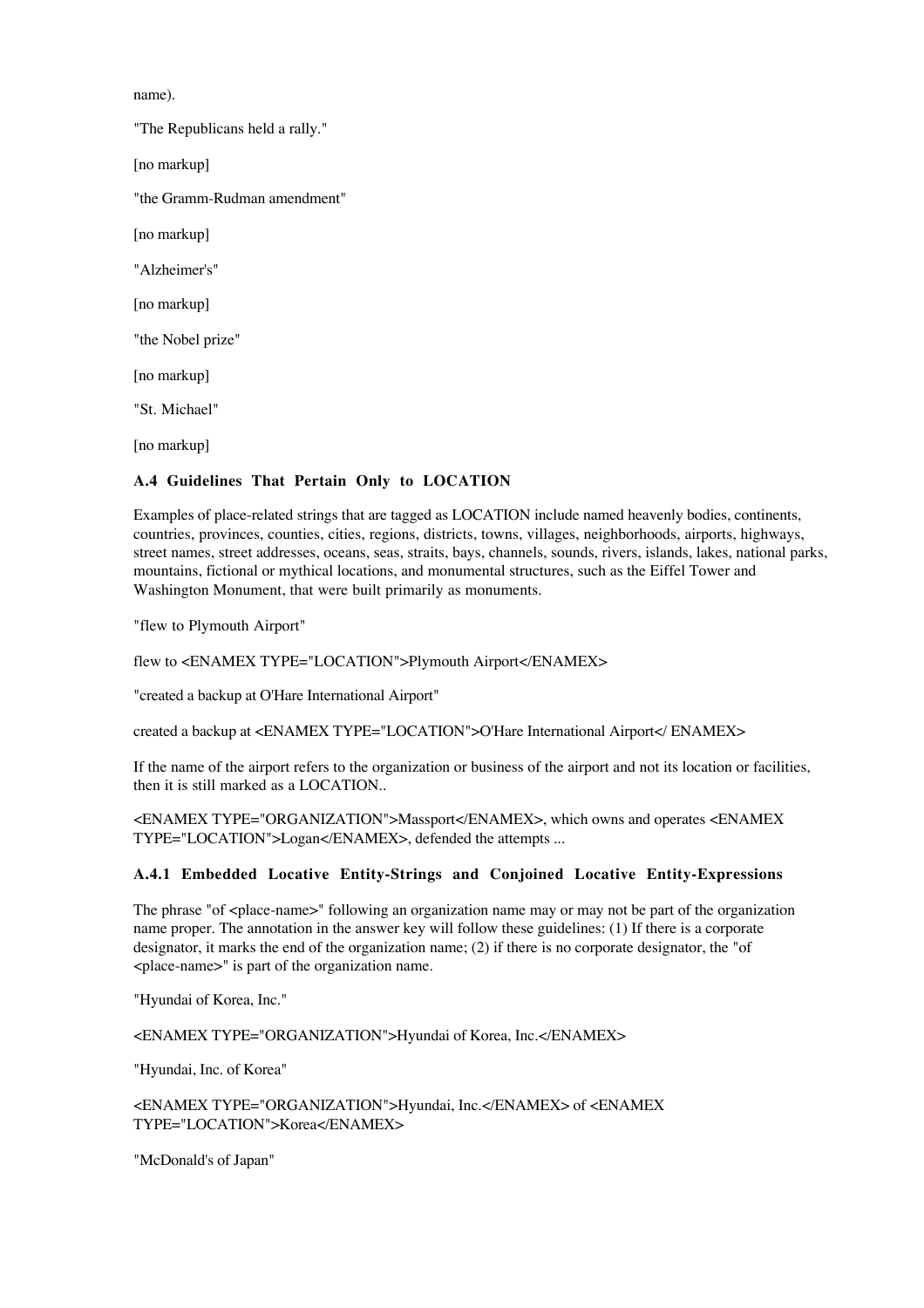name).

"The Republicans held a rally."

[no markup]

"the Gramm-Rudman amendment"

[no markup]

"Alzheimer's"

[no markup]

"the Nobel prize"

[no markup]

"St. Michael"

[no markup]

### A.4 Guidelines That Pertain Only to LOCATION

Examples of place-related strings that are tagged as LOCATION include named heavenly bodies, continents, countries, provinces, counties, cities, regions, districts, towns, villages, neighborhoods, airports, highways, street names, street addresses, oceans, seas, straits, bays, channels, sounds, rivers, islands, lakes, national parks, mountains, fictional or mythical locations, and monumental structures, such as the Eiffel Tower and Washington Monument, that were built primarily as monuments.

"flew to Plymouth Airport"

flew to <ENAMEX TYPE="LOCATION">Plymouth Airport</ENAMEX>

"created a backup at O'Hare International Airport"

created a backup at <ENAMEX TYPE="LOCATION">O'Hare International Airport</ ENAMEX>

If the name of the airport refers to the organization or business of the airport and not its location or facilities, then it is still marked as a LOCATION..

<ENAMEX TYPE="ORGANIZATION">Massport</ENAMEX>, which owns and operates <ENAMEX TYPE="LOCATION">Logan</ENAMEX>, defended the attempts ...

#### A.4.1 Embedded Locative Entity-Strings and Conjoined Locative Entity-Expressions

The phrase "of <place-name>" following an organization name may or may not be part of the organization name proper. The annotation in the answer key will follow these guidelines: (1) If there is a corporate designator, it marks the end of the organization name; (2) if there is no corporate designator, the "of <place-name>" is part of the organization name.

"Hyundai of Korea, Inc."

<ENAMEX TYPE="ORGANIZATION">Hyundai of Korea, Inc.</ENAMEX>

"Hyundai, Inc. of Korea"

<ENAMEX TYPE="ORGANIZATION">Hyundai, Inc.</ENAMEX> of <ENAMEX TYPE="LOCATION">Korea</ENAMEX>

"McDonald's of Japan"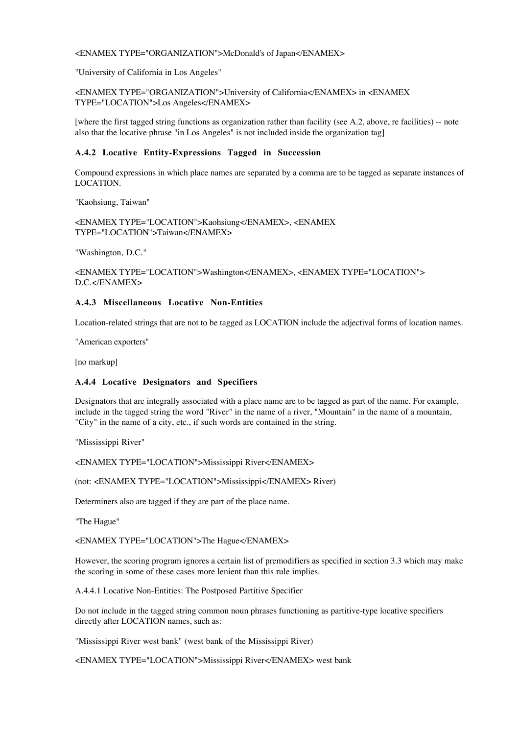<ENAMEX TYPE="ORGANIZATION">McDonald's of Japan</ENAMEX>

"University of California in Los Angeles"

<ENAMEX TYPE="ORGANIZATION">University of California</ENAMEX> in <ENAMEX TYPE="LOCATION">Los Angeles</ENAMEX>

[where the first tagged string functions as organization rather than facility (see A.2, above, re facilities) -- note also that the locative phrase "in Los Angeles" is not included inside the organization tag]

### A.4.2 Locative Entity-Expressions Tagged in Succession

Compound expressions in which place names are separated by a comma are to be tagged as separate instances of LOCATION.

"Kaohsiung, Taiwan"

<ENAMEX TYPE="LOCATION">Kaohsiung</ENAMEX>, <ENAMEX TYPE="LOCATION">Taiwan</ENAMEX>

"Washington, D.C."

<ENAMEX TYPE="LOCATION">Washington</ENAMEX>, <ENAMEX TYPE="LOCATION">D.C.</ENAMEX>

### A.4.3 Miscellaneous Locative Non-Entities

Location-related strings that are not to be tagged as LOCATION include the adjectival forms of location names.

"American exporters"

[no markup]

### A.4.4 Locative Designators and Specifiers

Designators that are integrally associated with a place name are to be tagged as part of the name. For example, include in the tagged string the word "River" in the name of a river, "Mountain" in the name of a mountain, "City" in the name of a city, etc., if such words are contained in the string.

"Mississippi River"

<ENAMEX TYPE="LOCATION">Mississippi River</ENAMEX>

(not: <ENAMEX TYPE="LOCATION">Mississippi</ENAMEX> River)

Determiners also are tagged if they are part of the place name.

"The Hague"

<ENAMEX TYPE="LOCATION">The Hague</ENAMEX>

However, the scoring program ignores a certain list of premodifiers as specified in section 3.3 which may make the scoring in some of these cases more lenient than this rule implies.

A.4.4.1 Locative Non-Entities: The Postposed Partitive Specifier

Do not include in the tagged string common noun phrases functioning as partitive-type locative specifiers directly after LOCATION names, such as:

"Mississippi River west bank" (west bank of the Mississippi River)

<ENAMEX TYPE="LOCATION">Mississippi River</ENAMEX> west bank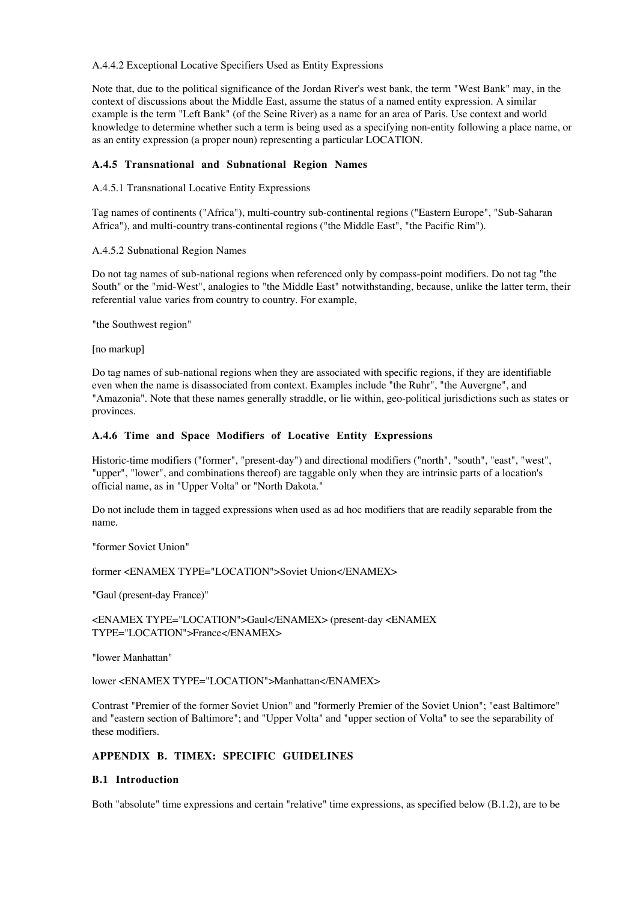A.4.4.2 Exceptional Locative Specifiers Used as Entity Expressions

Note that, due to the political significance of the Jordan River's west bank, the term "West Bank" may, in the context of discussions about the Middle East, assume the status of a named entity expression. A similar example is the term "Left Bank" (of the Seine River) as a name for an area of Paris. Use context and world knowledge to determine whether such a term is being used as a specifying non-entity following a place name, or as an entity expression (a proper noun) representing a particular LOCATION.

### A.4.5 Transnational and Subnational Region Names

A.4.5.1 Transnational Locative Entity Expressions

Tag names of continents ("Africa"), multi-country sub-continental regions ("Eastern Europe", "Sub-Saharan Africa"), and multi-country trans-continental regions ("the Middle East", "the Pacific Rim").

A.4.5.2 Subnational Region Names

Do not tag names of sub-national regions when referenced only by compass-point modifiers. Do not tag "the South" or the "mid-West", analogies to "the Middle East" notwithstanding, because, unlike the latter term, their referential value varies from country to country. For example,

"the Southwest region"

[no markup]

Do tag names of sub-national regions when they are associated with specific regions, if they are identifiable even when the name is disassociated from context. Examples include "the Ruhr", "the Auvergne", and "Amazonia". Note that these names generally straddle, or lie within, geo-political jurisdictions such as states or provinces.

### A.4.6 Time and Space Modifiers of Locative Entity Expressions

Historic-time modifiers ("former", "present-day") and directional modifiers ("north", "south", "east", "west", "upper", "lower", and combinations thereof) are taggable only when they are intrinsic parts of a location's official name, as in "Upper Volta" or "North Dakota."

Do not include them in tagged expressions when used as ad hoc modifiers that are readily separable from the name.

"former Soviet Union"

former <ENAMEX TYPE="LOCATION">Soviet Union</ENAMEX>

"Gaul (present-day France)"

<ENAMEX TYPE="LOCATION">Gaul</ENAMEX> (present-day <ENAMEX TYPE="LOCATION">France</ENAMEX>

"lower Manhattan"

lower <ENAMEX TYPE="LOCATION">Manhattan</ENAMEX>

Contrast "Premier of the former Soviet Union" and "formerly Premier of the Soviet Union"; "east Baltimore" and "eastern section of Baltimore"; and "Upper Volta" and "upper section of Volta" to see the separability of these modifiers.

## APPENDIX B. TIMEX: SPECIFIC GUIDELINES

### B.1 Introduction

Both "absolute" time expressions and certain "relative" time expressions, as specified below (B.1.2), are to be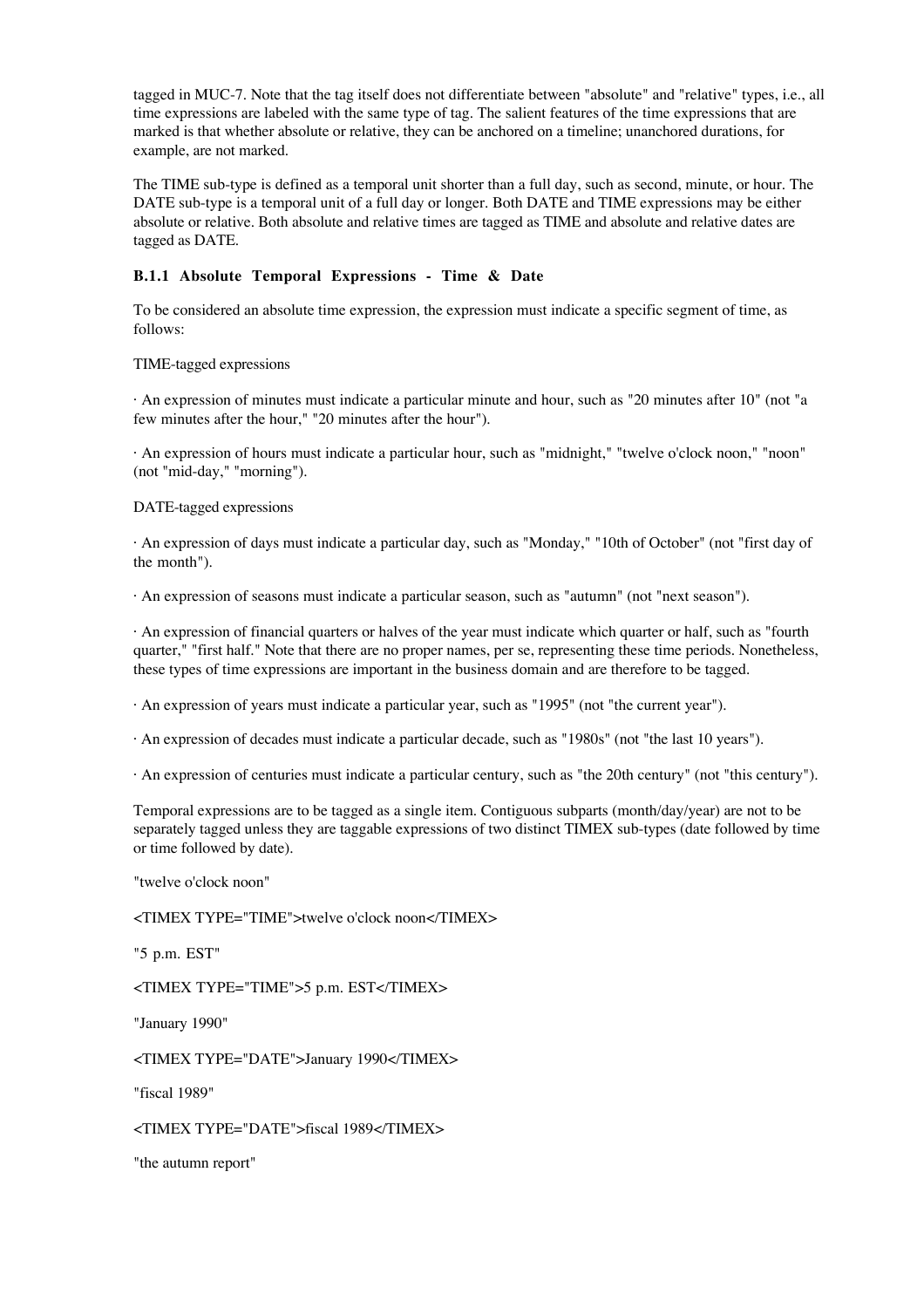tagged in MUC-7. Note that the tag itself does not differentiate between "absolute" and "relative" types, i.e., all time expressions are labeled with the same type of tag. The salient features of the time expressions that are marked is that whether absolute or relative, they can be anchored on a timeline; unanchored durations, for example, are not marked.

The TIME sub-type is defined as a temporal unit shorter than a full day, such as second, minute, or hour. The DATE sub-type is a temporal unit of a full day or longer. Both DATE and TIME expressions may be either absolute or relative. Both absolute and relative times are tagged as TIME and absolute and relative dates are tagged as DATE.

### B.1.1 Absolute Temporal Expressions - Time & Date

To be considered an absolute time expression, the expression must indicate a specific segment of time, as follows:

TIME-tagged expressions

· An expression of minutes must indicate a particular minute and hour, such as "20 minutes after 10" (not "a few minutes after the hour," "20 minutes after the hour").

· An expression of hours must indicate a particular hour, such as "midnight," "twelve o'clock noon," "noon" (not "mid-day," "morning").

DATE-tagged expressions

· An expression of days must indicate a particular day, such as "Monday," "10th of October" (not "first day of the month").

· An expression of seasons must indicate a particular season, such as "autumn" (not "next season").

· An expression of financial quarters or halves of the year must indicate which quarter or half, such as "fourth quarter," "first half." Note that there are no proper names, per se, representing these time periods. Nonetheless, these types of time expressions are important in the business domain and are therefore to be tagged.

· An expression of years must indicate a particular year, such as "1995" (not "the current year").

· An expression of decades must indicate a particular decade, such as "1980s" (not "the last 10 years").

· An expression of centuries must indicate a particular century, such as "the 20th century" (not "this century").

Temporal expressions are to be tagged as a single item. Contiguous subparts (month/day/year) are not to be separately tagged unless they are taggable expressions of two distinct TIMEX sub-types (date followed by time or time followed by date).

"twelve o'clock noon"

<TIMEX TYPE="TIME">twelve o'clock noon</TIMEX>

"5 p.m. EST"

<TIMEX TYPE="TIME">5 p.m. EST</TIMEX>

"January 1990"

<TIMEX TYPE="DATE">January 1990</TIMEX>

"fiscal 1989"

<TIMEX TYPE="DATE">fiscal 1989</TIMEX>

"the autumn report"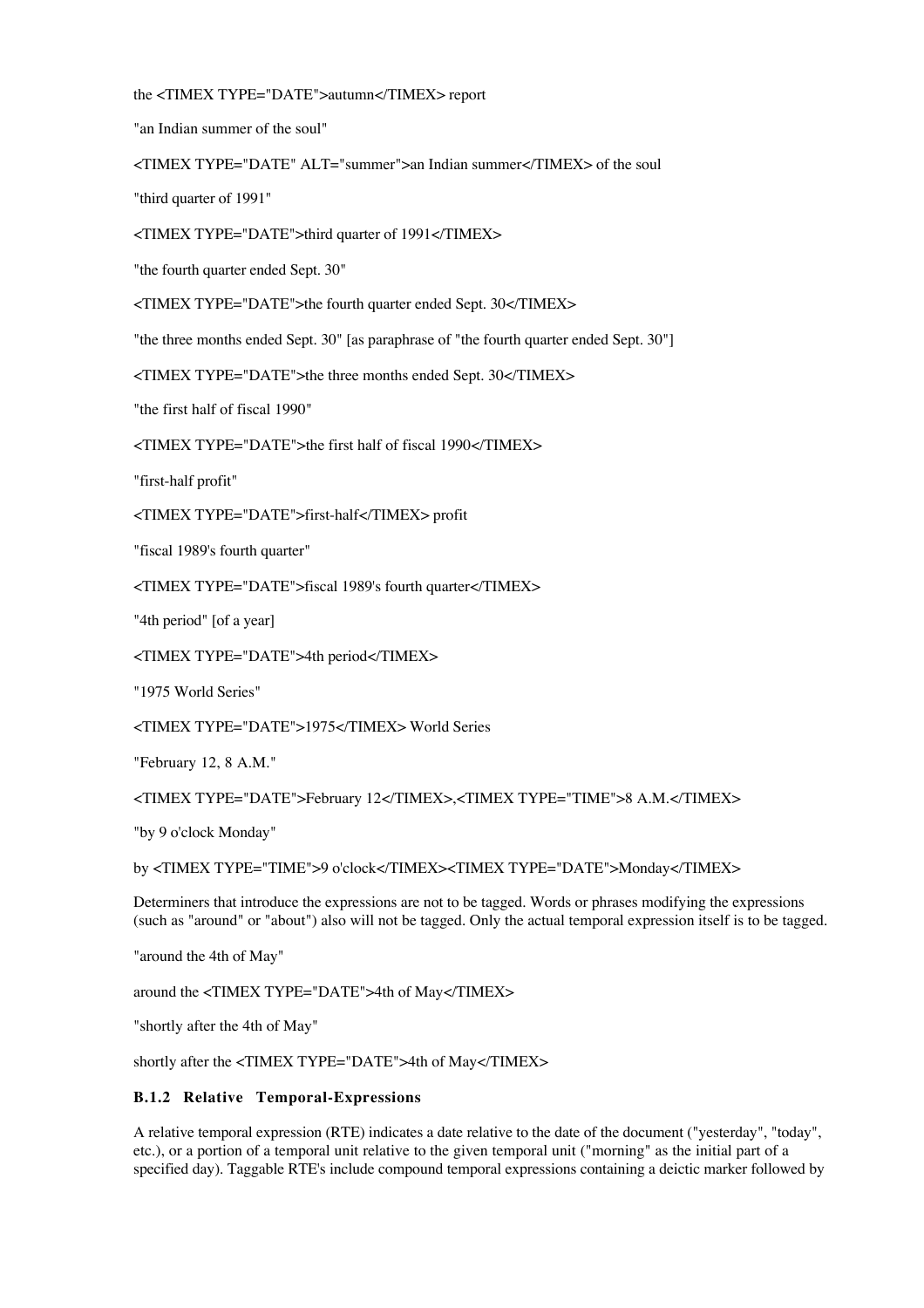the <TIMEX TYPE="DATE">autumn</TIMEX> report

"an Indian summer of the soul"

<TIMEX TYPE="DATE" ALT="summer">an Indian summer</TIMEX> of the soul

"third quarter of 1991"

<TIMEX TYPE="DATE">third quarter of 1991</TIMEX>

"the fourth quarter ended Sept. 30"

<TIMEX TYPE="DATE">the fourth quarter ended Sept. 30</TIMEX>

"the three months ended Sept. 30" [as paraphrase of "the fourth quarter ended Sept. 30"]

<TIMEX TYPE="DATE">the three months ended Sept. 30</TIMEX>

"the first half of fiscal 1990"

<TIMEX TYPE="DATE">the first half of fiscal 1990</TIMEX>

"first-half profit"

<TIMEX TYPE="DATE">first-half</TIMEX> profit

"fiscal 1989's fourth quarter"

<TIMEX TYPE="DATE">fiscal 1989's fourth quarter</TIMEX>

"4th period" [of a year]

<TIMEX TYPE="DATE">4th period</TIMEX>

"1975 World Series"

<TIMEX TYPE="DATE">1975</TIMEX> World Series

"February 12, 8 A.M."

<TIMEX TYPE="DATE">February 12</TIMEX>,<TIMEX TYPE="TIME">8 A.M.</TIMEX>

"by 9 o'clock Monday"

by <TIMEX TYPE="TIME">9 o'clock</TIMEX><TIMEX TYPE="DATE">Monday</TIMEX>

Determiners that introduce the expressions are not to be tagged. Words or phrases modifying the expressions (such as "around" or "about") also will not be tagged. Only the actual temporal expression itself is to be tagged.

"around the 4th of May"

around the <TIMEX TYPE="DATE">4th of May</TIMEX>

"shortly after the 4th of May"

shortly after the <TIMEX TYPE="DATE">4th of May</TIMEX>

### B.1.2 Relative Temporal-Expressions

A relative temporal expression (RTE) indicates a date relative to the date of the document ("yesterday", "today", etc.), or a portion of a temporal unit relative to the given temporal unit ("morning" as the initial part of a specified day). Taggable RTE's include compound temporal expressions containing a deictic marker followed by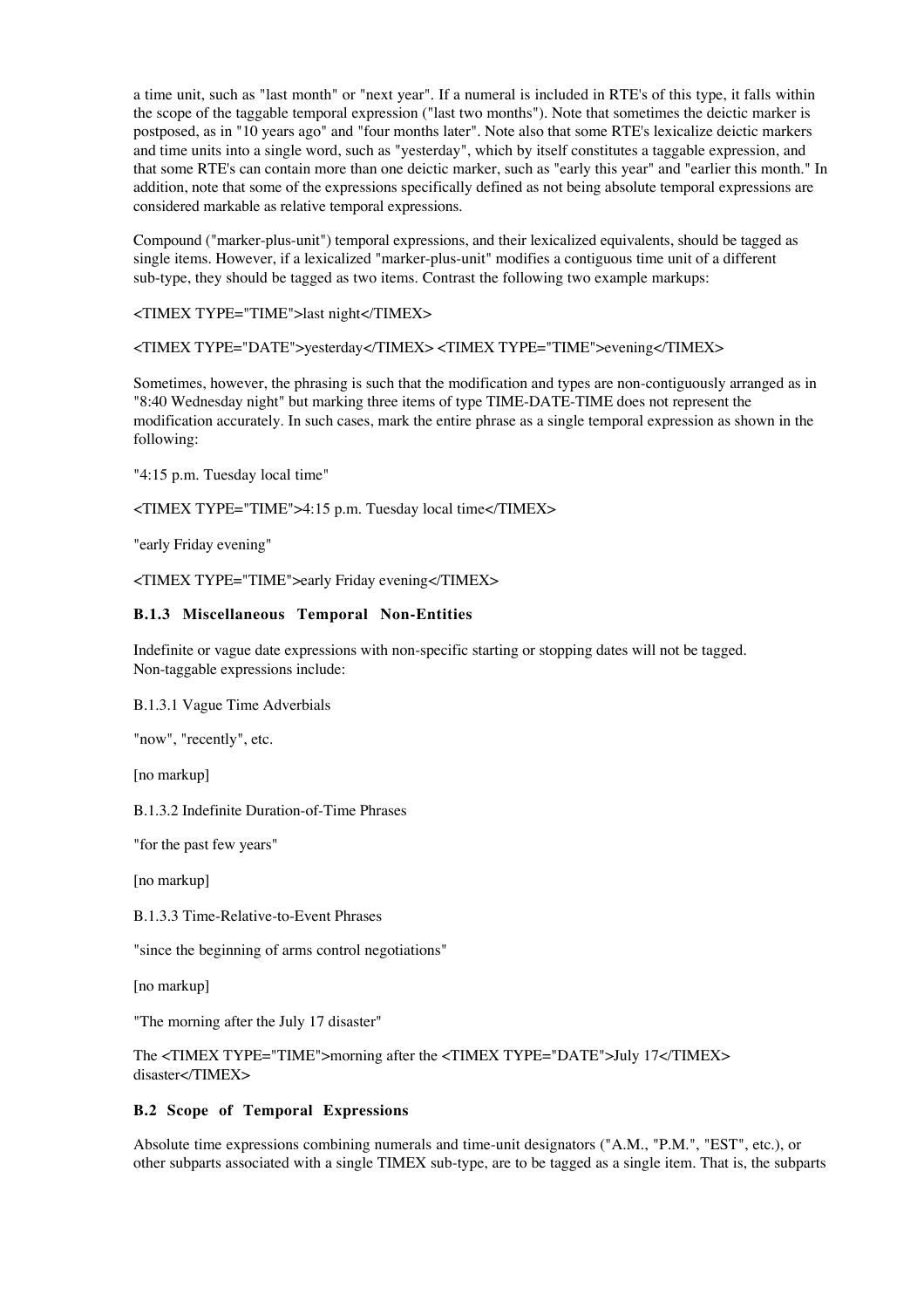a time unit, such as "last month" or "next year". If a numeral is included in RTE's of this type, it falls within the scope of the taggable temporal expression ("last two months"). Note that sometimes the deictic marker is postposed, as in "10 years ago" and "four months later". Note also that some RTE's lexicalize deictic markers and time units into a single word, such as "yesterday", which by itself constitutes a taggable expression, and that some RTE's can contain more than one deictic marker, such as "early this year" and "earlier this month." In addition, note that some of the expressions specifically defined as not being absolute temporal expressions are considered markable as relative temporal expressions.

Compound ("marker-plus-unit") temporal expressions, and their lexicalized equivalents, should be tagged as single items. However, if a lexicalized "marker-plus-unit" modifies a contiguous time unit of a different sub-type, they should be tagged as two items. Contrast the following two example markups:

<TIMEX TYPE="TIME">last night</TIMEX>

<TIMEX TYPE="DATE">yesterday</TIMEX> <TIMEX TYPE="TIME">evening</TIMEX>

Sometimes, however, the phrasing is such that the modification and types are non-contiguously arranged as in "8:40 Wednesday night" but marking three items of type TIME-DATE-TIME does not represent the modification accurately. In such cases, mark the entire phrase as a single temporal expression as shown in the following:

"4:15 p.m. Tuesday local time"

<TIMEX TYPE="TIME">4:15 p.m. Tuesday local time</TIMEX>

"early Friday evening"

<TIMEX TYPE="TIME">early Friday evening</TIMEX>

### B.1.3 Miscellaneous Temporal Non-Entities

Indefinite or vague date expressions with non-specific starting or stopping dates will not be tagged. Non-taggable expressions include:

B.1.3.1 Vague Time Adverbials

"now", "recently", etc.

[no markup]

B.1.3.2 Indefinite Duration-of-Time Phrases

"for the past few years"

[no markup]

B.1.3.3 Time-Relative-to-Event Phrases

"since the beginning of arms control negotiations"

[no markup]

"The morning after the July 17 disaster"

The <TIMEX TYPE="TIME">morning after the <TIMEX TYPE="DATE">July 17</TIMEX> disaster</TIMEX>

### B.2 Scope of Temporal Expressions

Absolute time expressions combining numerals and time-unit designators ("A.M., "P.M.", "EST", etc.), or other subparts associated with a single TIMEX sub-type, are to be tagged as a single item. That is, the subparts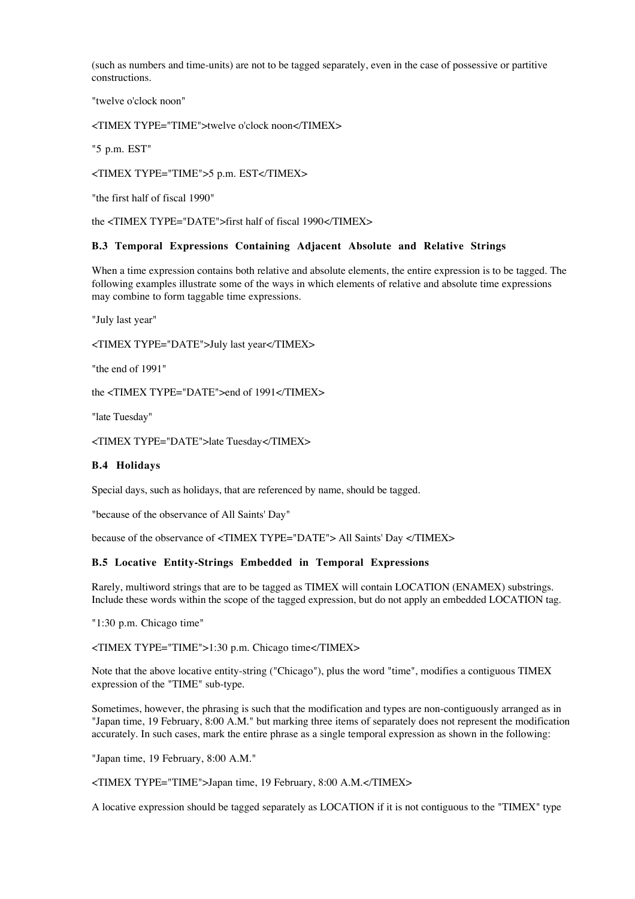(such as numbers and time-units) are not to be tagged separately, even in the case of possessive or partitive constructions.

"twelve o'clock noon"

<TIMEX TYPE="TIME">twelve o'clock noon</TIMEX>

"5 p.m. EST"

<TIMEX TYPE="TIME">5 p.m. EST</TIMEX>

"the first half of fiscal 1990"

the <TIMEX TYPE="DATE">first half of fiscal 1990</TIMEX>

### B.3 Temporal Expressions Containing Adjacent Absolute and Relative Strings

When a time expression contains both relative and absolute elements, the entire expression is to be tagged. The following examples illustrate some of the ways in which elements of relative and absolute time expressions may combine to form taggable time expressions.

"July last year"

<TIMEX TYPE="DATE">July last year</TIMEX>

"the end of 1991"

the <TIMEX TYPE="DATE">end of 1991</TIMEX>

"late Tuesday"

<TIMEX TYPE="DATE">late Tuesday</TIMEX>

### B.4 Holidays

Special days, such as holidays, that are referenced by name, should be tagged.

"because of the observance of All Saints' Day"

because of the observance of <TIMEX TYPE="DATE"> All Saints' Day </TIMEX>

### B.5 Locative Entity-Strings Embedded in Temporal Expressions

Rarely, multiword strings that are to be tagged as TIMEX will contain LOCATION (ENAMEX) substrings. Include these words within the scope of the tagged expression, but do not apply an embedded LOCATION tag.

"1:30 p.m. Chicago time"

<TIMEX TYPE="TIME">1:30 p.m. Chicago time</TIMEX>

Note that the above locative entity-string ("Chicago"), plus the word "time", modifies a contiguous TIMEX expression of the "TIME" sub-type.

Sometimes, however, the phrasing is such that the modification and types are non-contiguously arranged as in "Japan time, 19 February, 8:00 A.M." but marking three items of separately does not represent the modification accurately. In such cases, mark the entire phrase as a single temporal expression as shown in the following:

"Japan time, 19 February, 8:00 A.M."

<TIMEX TYPE="TIME">Japan time, 19 February, 8:00 A.M.</TIMEX>

A locative expression should be tagged separately as LOCATION if it is not contiguous to the "TIMEX" type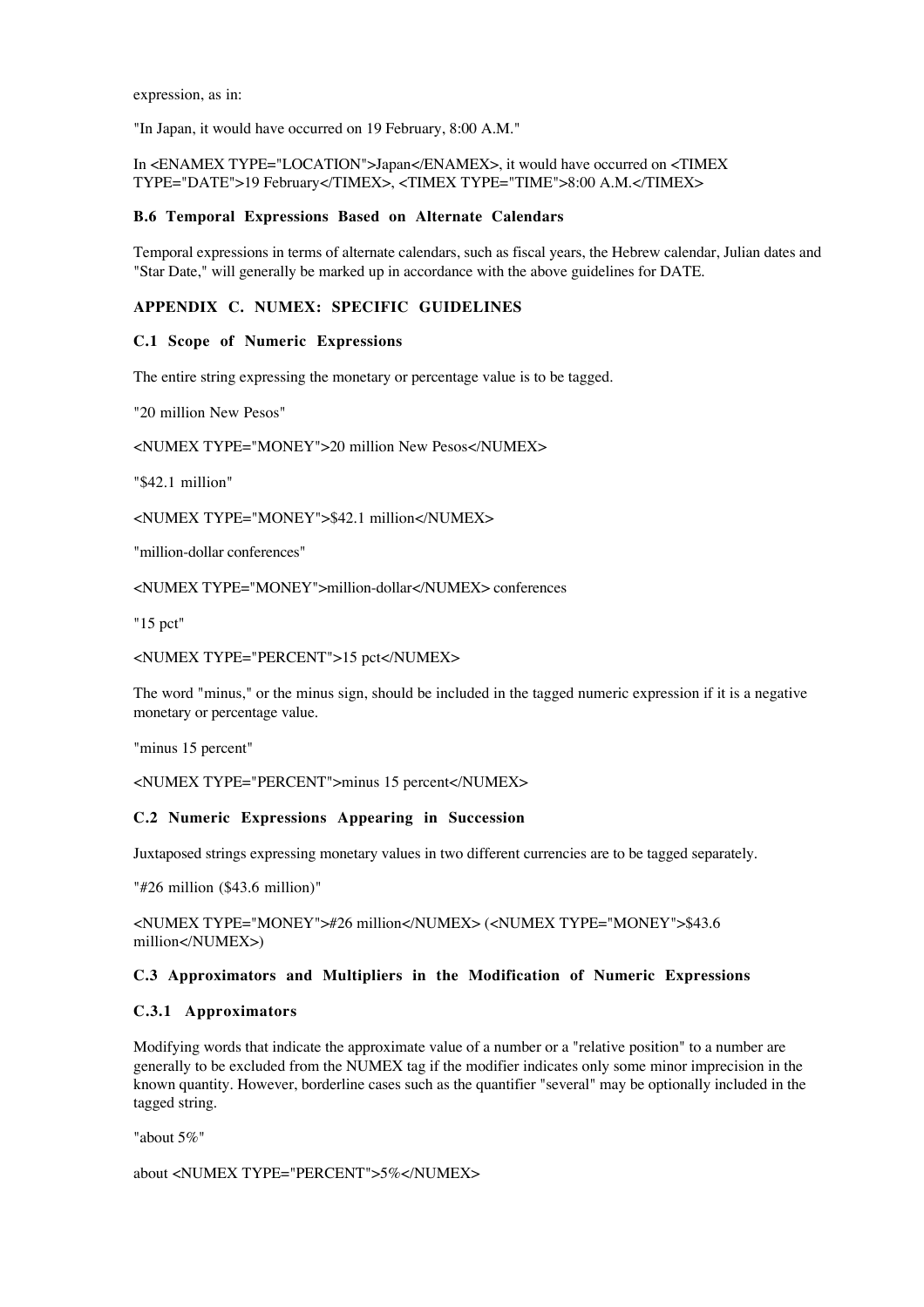expression, as in:

"In Japan, it would have occurred on 19 February, 8:00 A.M."

In <ENAMEX TYPE="LOCATION">Japan</ENAMEX>, it would have occurred on <TIMEX TYPE="DATE">19 February</TIMEX>, <TIMEX TYPE="TIME">8:00 A.M.</TIMEX>

### B.6 Temporal Expressions Based on Alternate Calendars

Temporal expressions in terms of alternate calendars, such as fiscal years, the Hebrew calendar, Julian dates and "Star Date," will generally be marked up in accordance with the above guidelines for DATE.

## APPENDIX C. NUMEX: SPECIFIC GUIDELINES

### C.1 Scope of Numeric Expressions

The entire string expressing the monetary or percentage value is to be tagged.

"20 million New Pesos"

<NUMEX TYPE="MONEY">20 million New Pesos</NUMEX>

"$42.1 million"

<NUMEX TYPE="MONEY">$42.1 million</NUMEX>

"million-dollar conferences"

<NUMEX TYPE="MONEY">million-dollar</NUMEX> conferences

"15 pct"

<NUMEX TYPE="PERCENT">15 pct</NUMEX>

The word "minus," or the minus sign, should be included in the tagged numeric expression if it is a negative monetary or percentage value.

"minus 15 percent"

<NUMEX TYPE="PERCENT">minus 15 percent</NUMEX>

### C.2 Numeric Expressions Appearing in Succession

Juxtaposed strings expressing monetary values in two different currencies are to be tagged separately.

"#26 million ($43.6 million)"

<NUMEX TYPE="MONEY">#26 million</NUMEX> (<NUMEX TYPE="MONEY">$43.6 million</NUMEX>)

### C.3 Approximators and Multipliers in the Modification of Numeric Expressions

#### C.3.1 Approximators

Modifying words that indicate the approximate value of a number or a "relative position" to a number are generally to be excluded from the NUMEX tag if the modifier indicates only some minor imprecision in the known quantity. However, borderline cases such as the quantifier "several" may be optionally included in the tagged string.

"about 5%"

about <NUMEX TYPE="PERCENT">5%</NUMEX>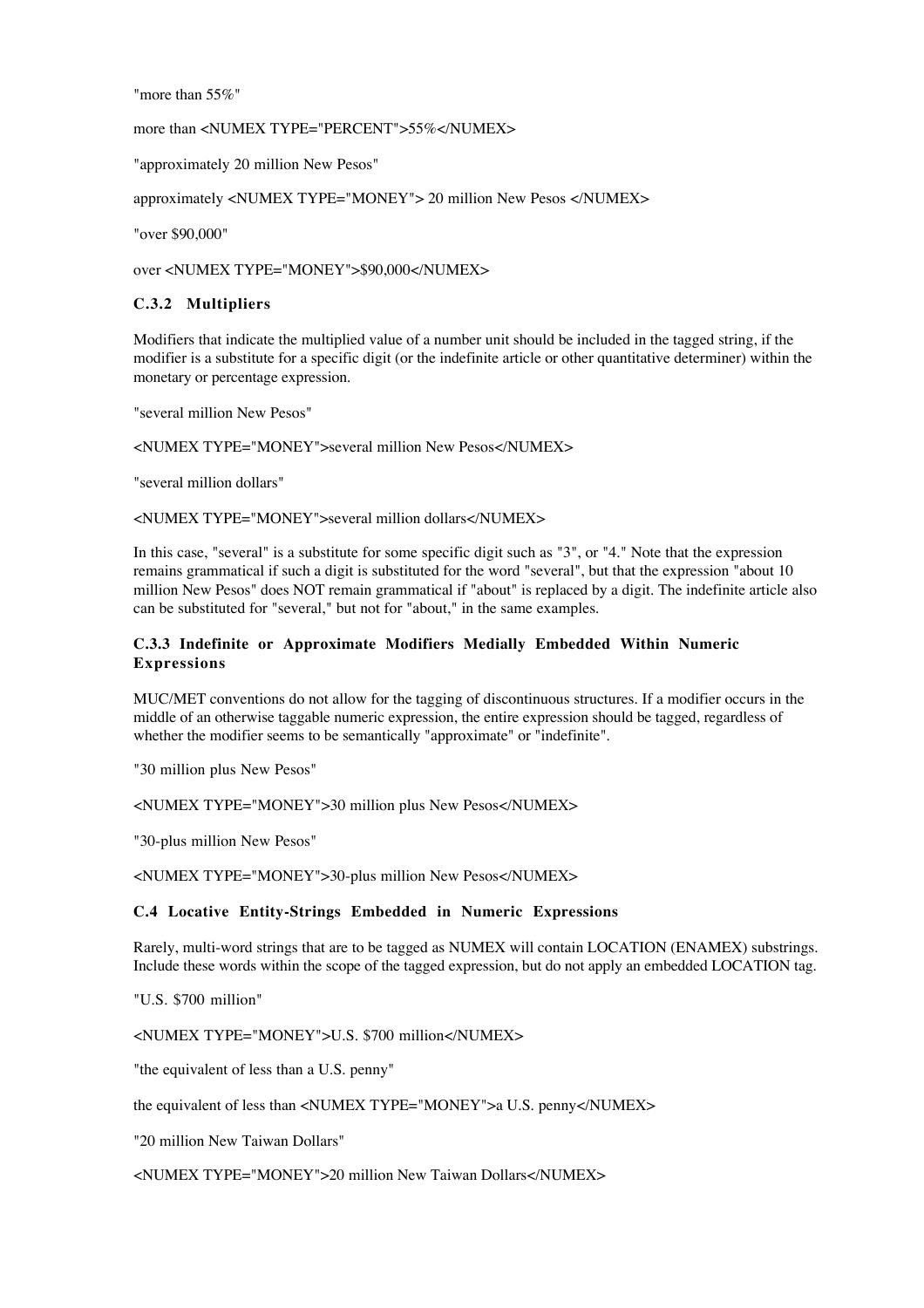"more than 55%"

more than <NUMEX TYPE="PERCENT">55%</NUMEX>

"approximately 20 million New Pesos"

approximately <NUMEX TYPE="MONEY"> 20 million New Pesos </NUMEX>

"over $90,000"

over <NUMEX TYPE="MONEY">$90,000</NUMEX>

### C.3.2 Multipliers

Modifiers that indicate the multiplied value of a number unit should be included in the tagged string, if the modifier is a substitute for a specific digit (or the indefinite article or other quantitative determiner) within the monetary or percentage expression.

"several million New Pesos"

<NUMEX TYPE="MONEY">several million New Pesos</NUMEX>

"several million dollars"

<NUMEX TYPE="MONEY">several million dollars</NUMEX>

In this case, "several" is a substitute for some specific digit such as "3", or "4." Note that the expression remains grammatical if such a digit is substituted for the word "several", but that the expression "about 10 million New Pesos" does NOT remain grammatical if "about" is replaced by a digit. The indefinite article also can be substituted for "several," but not for "about," in the same examples.

### C.3.3 Indefinite or Approximate Modifiers Medially Embedded Within Numeric Expressions

MUC/MET conventions do not allow for the tagging of discontinuous structures. If a modifier occurs in the middle of an otherwise taggable numeric expression, the entire expression should be tagged, regardless of whether the modifier seems to be semantically "approximate" or "indefinite".

"30 million plus New Pesos"

<NUMEX TYPE="MONEY">30 million plus New Pesos</NUMEX>

"30-plus million New Pesos"

<NUMEX TYPE="MONEY">30-plus million New Pesos</NUMEX>

### C.4 Locative Entity-Strings Embedded in Numeric Expressions

Rarely, multi-word strings that are to be tagged as NUMEX will contain LOCATION (ENAMEX) substrings. Include these words within the scope of the tagged expression, but do not apply an embedded LOCATION tag.

"U.S. $700 million"

<NUMEX TYPE="MONEY">U.S. $700 million</NUMEX>

"the equivalent of less than a U.S. penny"

the equivalent of less than <NUMEX TYPE="MONEY">a U.S. penny</NUMEX>

"20 million New Taiwan Dollars"

<NUMEX TYPE="MONEY">20 million New Taiwan Dollars</NUMEX>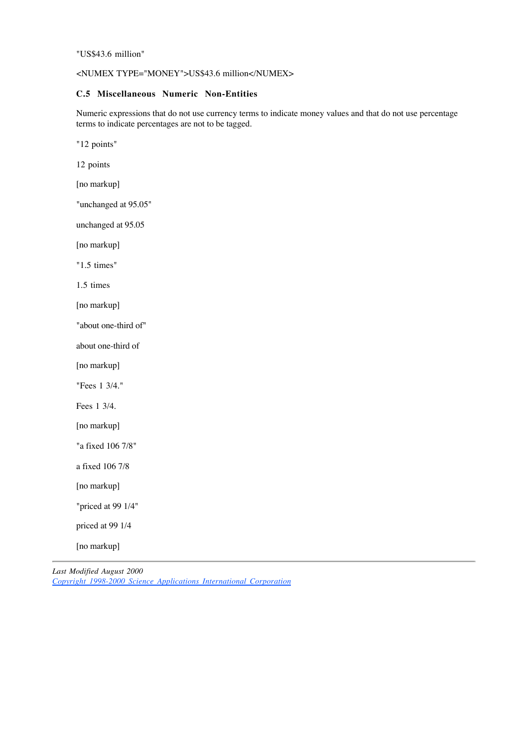"US$43.6 million"

<NUMEX TYPE="MONEY">US$43.6 million</NUMEX>

### C.5 Miscellaneous Numeric Non-Entities

Numeric expressions that do not use currency terms to indicate money values and that do not use percentage terms to indicate percentages are not to be tagged.

"12 points"

12 points

[no markup]

"unchanged at 95.05"

unchanged at 95.05

[no markup]

"1.5 times"

1.5 times

[no markup]

"about one-third of"

about one-third of

[no markup]

"Fees 1 3/4."

Fees 1 3/4.

[no markup]

"a fixed 106 7/8"

a fixed 106 7/8

[no markup]

"priced at 99 1/4"

priced at 99 1/4

[no markup]

---

*Last Modified August 2000*
*Copyright 1998-2000 Science Applications International Corporation*